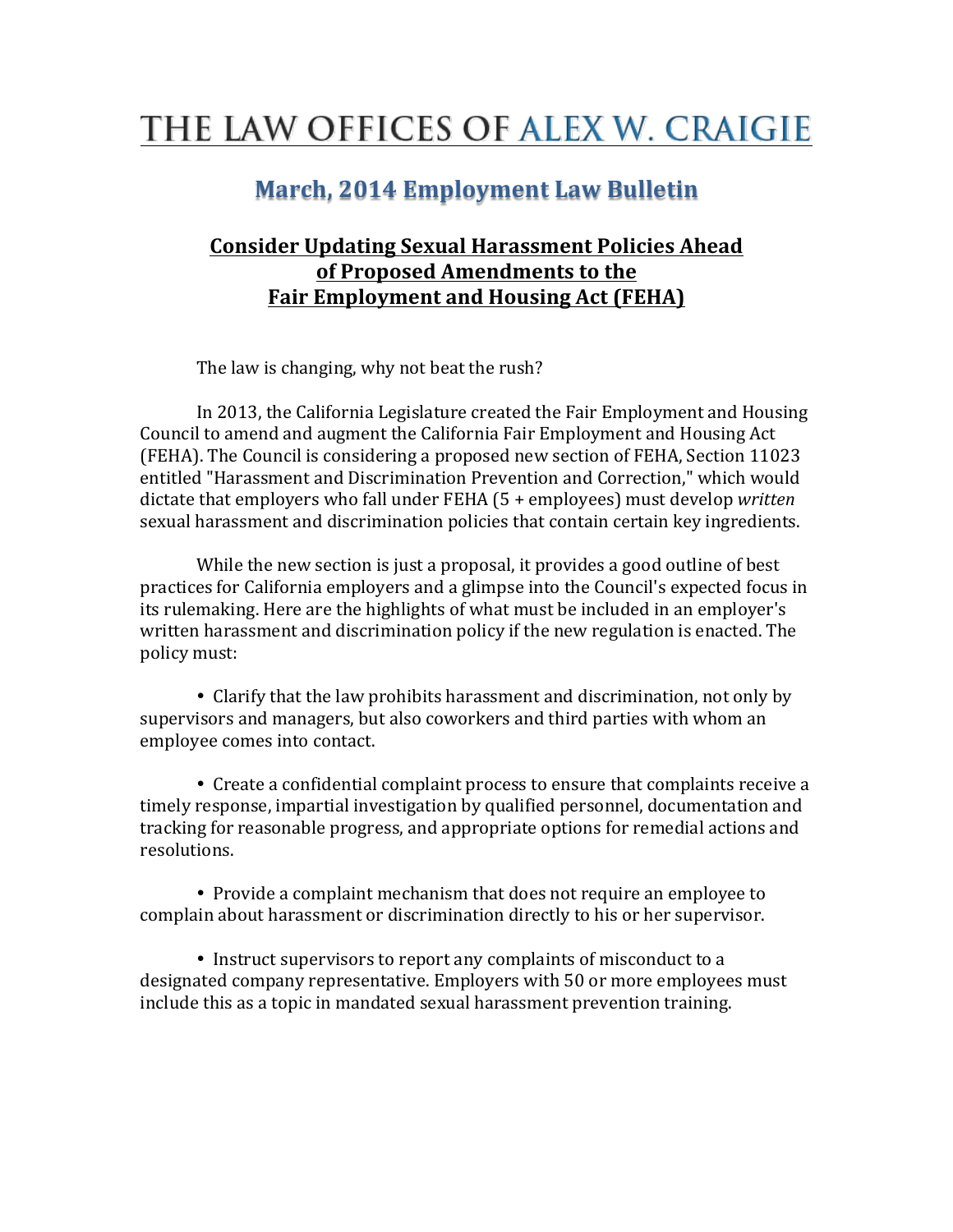# THE LAW OFFICES OF ALEX W. CRAIGIE

## March, 2014 Employment Law Bulletin

### Consider Updating Sexual Harassment Policies Ahead of Proposed Amendments to the Fair Employment and Housing Act (FEHA)

The law is changing, why not beat the rush?

In 2013, the California Legislature created the Fair Employment and Housing Council to amend and augment the California Fair Employment and Housing Act (FEHA). The Council is considering a proposed new section of FEHA, Section 11023 entitled "Harassment and Discrimination Prevention and Correction," which would dictate that employers who fall under FEHA (5 + employees) must develop *written* sexual harassment and discrimination policies that contain certain key ingredients.

While the new section is just a proposal, it provides a good outline of best practices for California employers and a glimpse into the Council's expected focus in its rulemaking. Here are the highlights of what must be included in an employer's written harassment and discrimination policy if the new regulation is enacted. The policy must:

- Clarify that the law prohibits harassment and discrimination, not only by supervisors and managers, but also coworkers and third parties with whom an employee comes into contact.

- Create a confidential complaint process to ensure that complaints receive a timely response, impartial investigation by qualified personnel, documentation and tracking for reasonable progress, and appropriate options for remedial actions and resolutions.

- Provide a complaint mechanism that does not require an employee to complain about harassment or discrimination directly to his or her supervisor.

- Instruct supervisors to report any complaints of misconduct to a designated company representative. Employers with 50 or more employees must include this as a topic in mandated sexual harassment prevention training.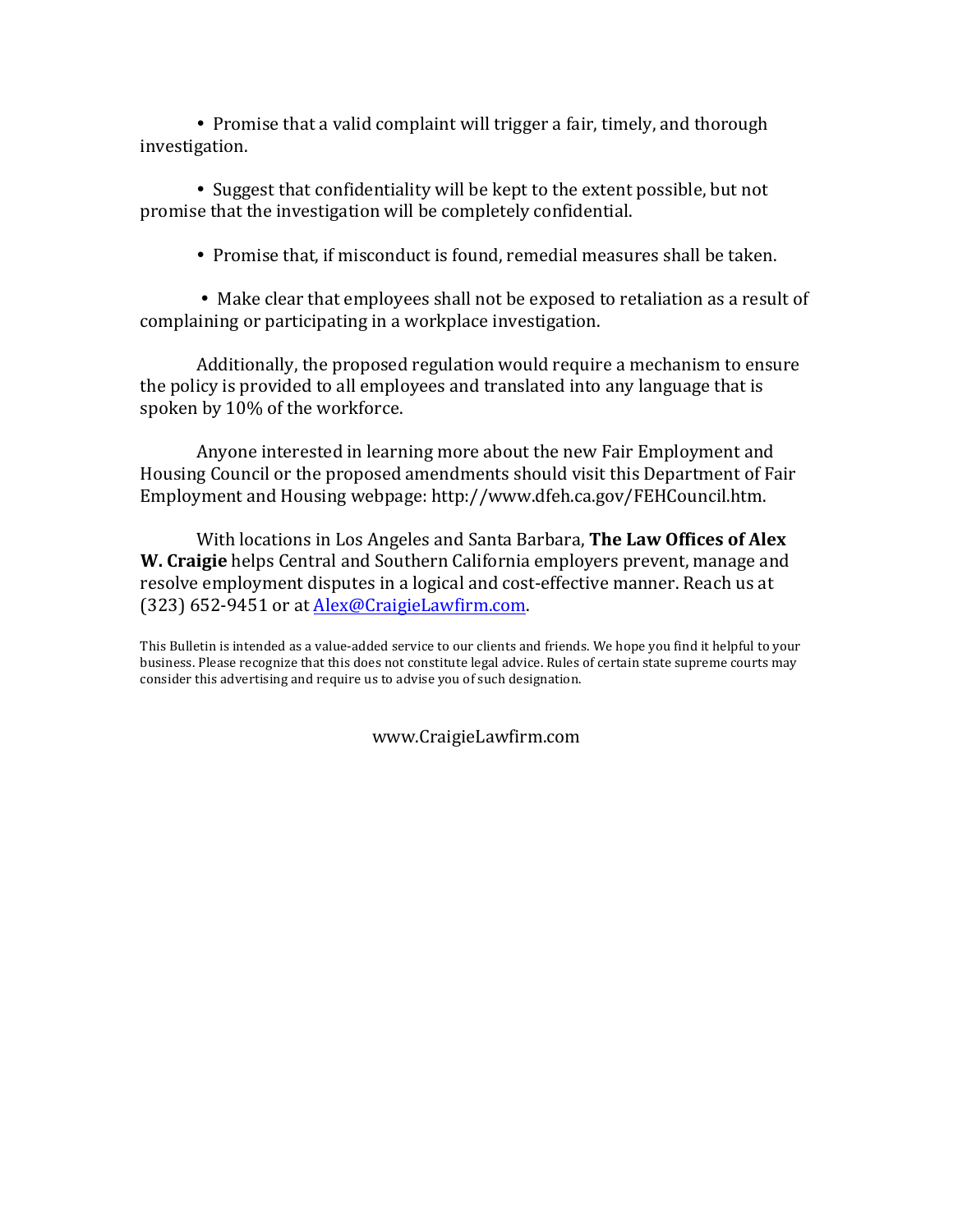- Promise that a valid complaint will trigger a fair, timely, and thorough investigation.

- Suggest that confidentiality will be kept to the extent possible, but not promise that the investigation will be completely confidential.

- Promise that, if misconduct is found, remedial measures shall be taken.

- Make clear that employees shall not be exposed to retaliation as a result of complaining or participating in a workplace investigation.

Additionally, the proposed regulation would require a mechanism to ensure the policy is provided to all employees and translated into any language that is spoken by 10% of the workforce.

Anyone interested in learning more about the new Fair Employment and Housing Council or the proposed amendments should visit this Department of Fair Employment and Housing webpage: http://www.dfeh.ca.gov/FEHCouncil.htm.

With locations in Los Angeles and Santa Barbara, **The Law Offices of Alex W. Craigie** helps Central and Southern California employers prevent, manage and resolve employment disputes in a logical and cost-effective manner. Reach us at (323) 652-9451 or at Alex@CraigieLawfirm.com.

This Bulletin is intended as a value-added service to our clients and friends. We hope you find it helpful to your business. Please recognize that this does not constitute legal advice. Rules of certain state supreme courts may consider this advertising and require us to advise you of such designation.

www.CraigieLawfirm.com